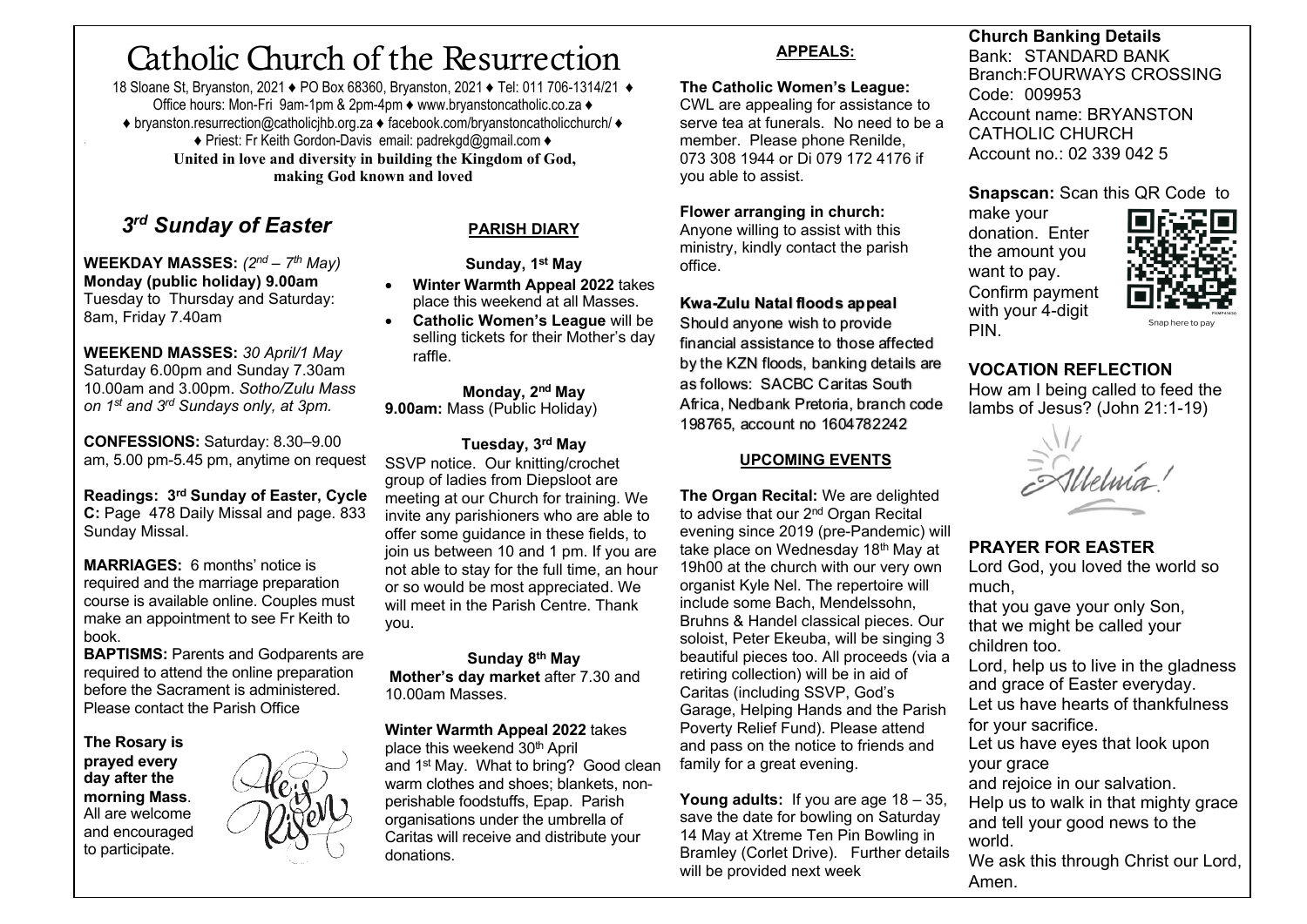# Catholic Church of the Resurrection

18 Sloane St, Bryanston, 2021 ♦ PO Box 68360, Bryanston, 2021 ♦ Tel: 011 706-1314/21 ♦ Office hours: Mon-Fri 9am-1pm & 2pm-4pm ♦ www.bryanstoncatholic.co.za ♦
♦ bryanston.resurrection@catholicjhb.org.za ♦ facebook.com/bryanstoncatholicchurch/ ♦
♦ Priest: Fr Keith Gordon-Davis email: padrekgd@gmail.com ♦

**United in love and diversity in building the Kingdom of God, making God known and loved**

## *3rd Sunday of Easter*

**WEEKDAY MASSES:** *(2nd – 7th May)*
**Monday (public holiday) 9.00am**
Tuesday to Thursday and Saturday: 8am, Friday 7.40am

**WEEKEND MASSES:** *30 April/1 May*
Saturday 6.00pm and Sunday 7.30am 10.00am and 3.00pm. *Sotho/Zulu Mass on 1st and 3rd Sundays only, at 3pm.*

**CONFESSIONS:** Saturday: 8.30–9.00 am, 5.00 pm-5.45 pm, anytime on request

**Readings: 3rd Sunday of Easter, Cycle C:** Page 478 Daily Missal and page. 833 Sunday Missal.

**MARRIAGES:** 6 months' notice is required and the marriage preparation course is available online. Couples must make an appointment to see Fr Keith to book.

**BAPTISMS:** Parents and Godparents are required to attend the online preparation before the Sacrament is administered. Please contact the Parish Office

**The Rosary is prayed every day after the morning Mass**. All are welcome and encouraged to participate.

He is Risen

## PARISH DIARY

**Sunday, 1st May**

- **Winter Warmth Appeal 2022** takes place this weekend at all Masses.
- **Catholic Women's League** will be selling tickets for their Mother's day raffle.

**Monday, 2nd May**
**9.00am:** Mass (Public Holiday)

**Tuesday, 3rd May**
SSVP notice. Our knitting/crochet group of ladies from Diepsloot are meeting at our Church for training. We invite any parishioners who are able to offer some guidance in these fields, to join us between 10 and 1 pm. If you are not able to stay for the full time, an hour or so would be most appreciated. We will meet in the Parish Centre. Thank you.

**Sunday 8th May**
**Mother's day market** after 7.30 and 10.00am Masses.

**Winter Warmth Appeal 2022** takes place this weekend 30th April and 1st May. What to bring? Good clean warm clothes and shoes; blankets, non-perishable foodstuffs, Epap. Parish organisations under the umbrella of Caritas will receive and distribute your donations.

## APPEALS:

**The Catholic Women's League:**
CWL are appealing for assistance to serve tea at funerals. No need to be a member. Please phone Renilde, 073 308 1944 or Di 079 172 4176 if you able to assist.

**Flower arranging in church:**
Anyone willing to assist with this ministry, kindly contact the parish office.

**Kwa-Zulu Natal floods appeal**
Should anyone wish to provide financial assistance to those affected by the KZN floods, banking details are as follows: SACBC Caritas South Africa, Nedbank Pretoria, branch code 198765, account no 1604782242

## UPCOMING EVENTS

**The Organ Recital:** We are delighted to advise that our 2nd Organ Recital evening since 2019 (pre-Pandemic) will take place on Wednesday 18th May at 19h00 at the church with our very own organist Kyle Nel. The repertoire will include some Bach, Mendelssohn, Bruhns & Handel classical pieces. Our soloist, Peter Ekeuba, will be singing 3 beautiful pieces too. All proceeds (via a retiring collection) will be in aid of Caritas (including SSVP, God's Garage, Helping Hands and the Parish Poverty Relief Fund). Please attend and pass on the notice to friends and family for a great evening.

**Young adults:** If you are age 18 – 35, save the date for bowling on Saturday 14 May at Xtreme Ten Pin Bowling in Bramley (Corlet Drive). Further details will be provided next week

**Church Banking Details**
Bank: STANDARD BANK
Branch: FOURWAYS CROSSING
Code: 009953
Account name: BRYANSTON CATHOLIC CHURCH
Account no.: 02 339 042 5

**Snapscan:** Scan this QR Code to make your donation. Enter the amount you want to pay. Confirm payment with your 4-digit PIN.

Snap here to pay

## VOCATION REFLECTION

How am I being called to feed the lambs of Jesus? (John 21:1-19)

Alleluia!

## PRAYER FOR EASTER

Lord God, you loved the world so much,
that you gave your only Son,
that we might be called your children too.
Lord, help us to live in the gladness and grace of Easter everyday.
Let us have hearts of thankfulness for your sacrifice.
Let us have eyes that look upon your grace
and rejoice in our salvation.
Help us to walk in that mighty grace and tell your good news to the world.
We ask this through Christ our Lord, Amen.